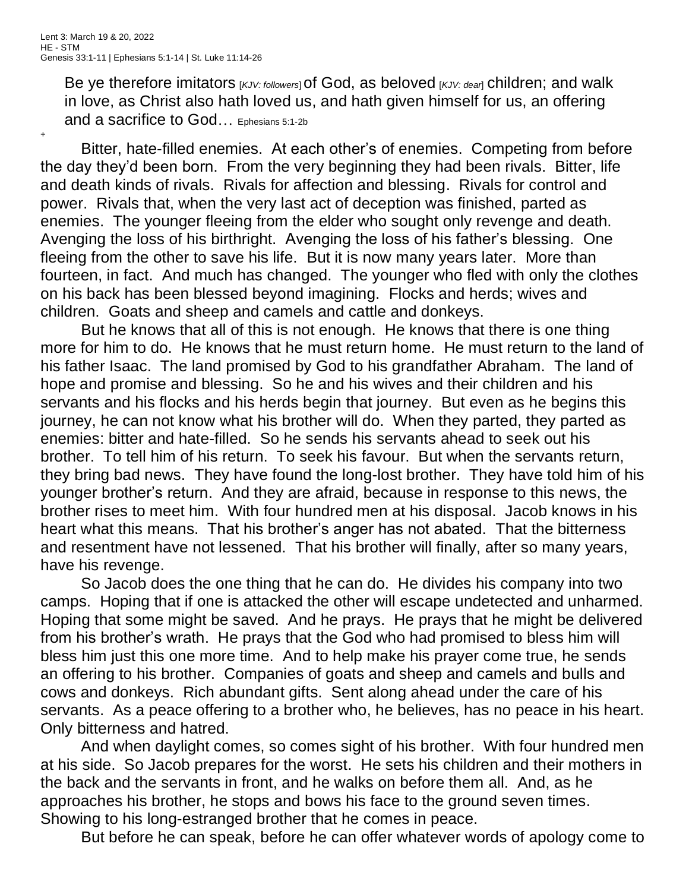Lent 3: March 19 & 20, 2022
HE - STM
Genesis 33:1-11 | Ephesians 5:1-14 | St. Luke 11:14-26

> Be ye therefore imitators [*KJV: followers*] of God, as beloved [*KJV: dear*] children; and walk in love, as Christ also hath loved us, and hath given himself for us, an offering and a sacrifice to God… Ephesians 5:1-2b

+

Bitter, hate-filled enemies. At each other's of enemies. Competing from before the day they'd been born. From the very beginning they had been rivals. Bitter, life and death kinds of rivals. Rivals for affection and blessing. Rivals for control and power. Rivals that, when the very last act of deception was finished, parted as enemies. The younger fleeing from the elder who sought only revenge and death. Avenging the loss of his birthright. Avenging the loss of his father's blessing. One fleeing from the other to save his life. But it is now many years later. More than fourteen, in fact. And much has changed. The younger who fled with only the clothes on his back has been blessed beyond imagining. Flocks and herds; wives and children. Goats and sheep and camels and cattle and donkeys.

But he knows that all of this is not enough. He knows that there is one thing more for him to do. He knows that he must return home. He must return to the land of his father Isaac. The land promised by God to his grandfather Abraham. The land of hope and promise and blessing. So he and his wives and their children and his servants and his flocks and his herds begin that journey. But even as he begins this journey, he can not know what his brother will do. When they parted, they parted as enemies: bitter and hate-filled. So he sends his servants ahead to seek out his brother. To tell him of his return. To seek his favour. But when the servants return, they bring bad news. They have found the long-lost brother. They have told him of his younger brother's return. And they are afraid, because in response to this news, the brother rises to meet him. With four hundred men at his disposal. Jacob knows in his heart what this means. That his brother's anger has not abated. That the bitterness and resentment have not lessened. That his brother will finally, after so many years, have his revenge.

So Jacob does the one thing that he can do. He divides his company into two camps. Hoping that if one is attacked the other will escape undetected and unharmed. Hoping that some might be saved. And he prays. He prays that he might be delivered from his brother's wrath. He prays that the God who had promised to bless him will bless him just this one more time. And to help make his prayer come true, he sends an offering to his brother. Companies of goats and sheep and camels and bulls and cows and donkeys. Rich abundant gifts. Sent along ahead under the care of his servants. As a peace offering to a brother who, he believes, has no peace in his heart. Only bitterness and hatred.

And when daylight comes, so comes sight of his brother. With four hundred men at his side. So Jacob prepares for the worst. He sets his children and their mothers in the back and the servants in front, and he walks on before them all. And, as he approaches his brother, he stops and bows his face to the ground seven times. Showing to his long-estranged brother that he comes in peace.

But before he can speak, before he can offer whatever words of apology come to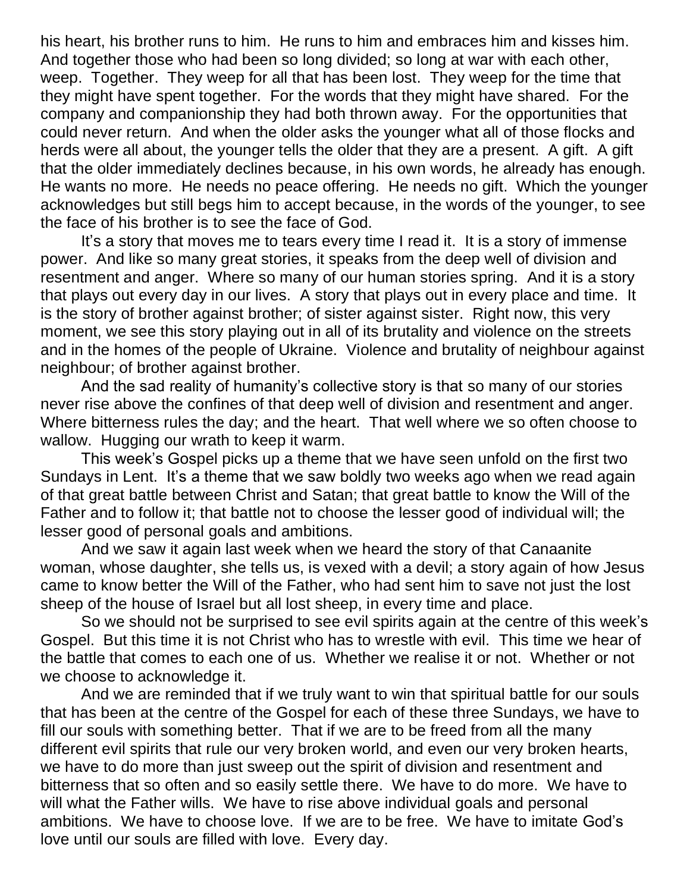his heart, his brother runs to him. He runs to him and embraces him and kisses him. And together those who had been so long divided; so long at war with each other, weep. Together. They weep for all that has been lost. They weep for the time that they might have spent together. For the words that they might have shared. For the company and companionship they had both thrown away. For the opportunities that could never return. And when the older asks the younger what all of those flocks and herds were all about, the younger tells the older that they are a present. A gift. A gift that the older immediately declines because, in his own words, he already has enough. He wants no more. He needs no peace offering. He needs no gift. Which the younger acknowledges but still begs him to accept because, in the words of the younger, to see the face of his brother is to see the face of God.

It's a story that moves me to tears every time I read it. It is a story of immense power. And like so many great stories, it speaks from the deep well of division and resentment and anger. Where so many of our human stories spring. And it is a story that plays out every day in our lives. A story that plays out in every place and time. It is the story of brother against brother; of sister against sister. Right now, this very moment, we see this story playing out in all of its brutality and violence on the streets and in the homes of the people of Ukraine. Violence and brutality of neighbour against neighbour; of brother against brother.

And the sad reality of humanity's collective story is that so many of our stories never rise above the confines of that deep well of division and resentment and anger. Where bitterness rules the day; and the heart. That well where we so often choose to wallow. Hugging our wrath to keep it warm.

This week's Gospel picks up a theme that we have seen unfold on the first two Sundays in Lent. It's a theme that we saw boldly two weeks ago when we read again of that great battle between Christ and Satan; that great battle to know the Will of the Father and to follow it; that battle not to choose the lesser good of individual will; the lesser good of personal goals and ambitions.

And we saw it again last week when we heard the story of that Canaanite woman, whose daughter, she tells us, is vexed with a devil; a story again of how Jesus came to know better the Will of the Father, who had sent him to save not just the lost sheep of the house of Israel but all lost sheep, in every time and place.

So we should not be surprised to see evil spirits again at the centre of this week's Gospel. But this time it is not Christ who has to wrestle with evil. This time we hear of the battle that comes to each one of us. Whether we realise it or not. Whether or not we choose to acknowledge it.

And we are reminded that if we truly want to win that spiritual battle for our souls that has been at the centre of the Gospel for each of these three Sundays, we have to fill our souls with something better. That if we are to be freed from all the many different evil spirits that rule our very broken world, and even our very broken hearts, we have to do more than just sweep out the spirit of division and resentment and bitterness that so often and so easily settle there. We have to do more. We have to will what the Father wills. We have to rise above individual goals and personal ambitions. We have to choose love. If we are to be free. We have to imitate God's love until our souls are filled with love. Every day.